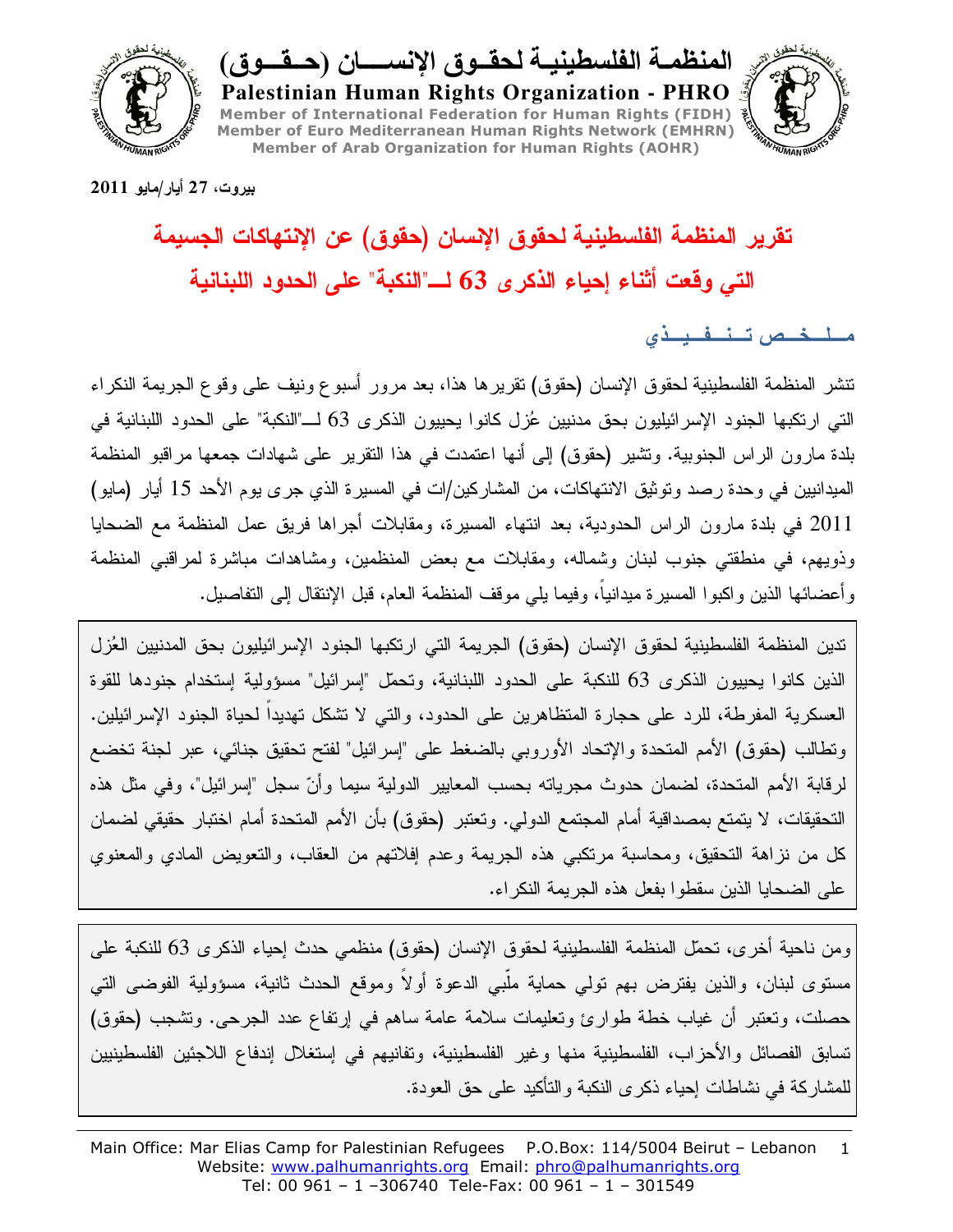**المنظمـة الفلسطينيـة لحقـوق الإنسـان (حـقـوق)**

**Palestinian Human Rights Organization - PHRO**

Member of International Federation for Human Rights (FIDH)
Member of Euro Mediterranean Human Rights Network (EMHRN)
Member of Arab Organization for Human Rights (AOHR)

**بيروت، 27 أيار/مايو 2011**

# تقرير المنظمة الفلسطينية لحقوق الإنسان (حقوق) عن الإنتهاكات الجسيمة التي وقعت أثناء إحياء الذكرى 63 لـــ"النكبة" على الحدود اللبنانية

## مــلــخــص تــنــفــيــذي

تنشر المنظمة الفلسطينية لحقوق الإنسان (حقوق) تقريرها هذا، بعد مرور أسبوع ونيف على وقوع الجريمة النكراء التي ارتكبها الجنود الإسرائيليون بحق مدنيين عُزل كانوا يحييون الذكرى 63 لـــ"النكبة" على الحدود اللبنانية في بلدة مارون الراس الجنوبية. وتشير (حقوق) إلى أنها اعتمدت في هذا التقرير على شهادات جمعها مراقبو المنظمة الميدانيين في وحدة رصد وتوثيق الانتهاكات، من المشاركين/ات في المسيرة الذي جرى يوم الأحد 15 أيار (مايو) 2011 في بلدة مارون الراس الحدودية، بعد انتهاء المسيرة، ومقابلات أجراها فريق عمل المنظمة مع الضحايا وذويهم، في منطقتي جنوب لبنان وشماله، ومقابلات مع بعض المنظمين، ومشاهدات مباشرة لمراقبي المنظمة وأعضائها الذين واكبوا المسيرة ميدانياً، وفيما يلي موقف المنظمة العام، قبل الإنتقال إلى التفاصيل.

تدين المنظمة الفلسطينية لحقوق الإنسان (حقوق) الجريمة التي ارتكبها الجنود الإسرائيليون بحق المدنيين العُزل الذين كانوا يحييون الذكرى 63 للنكبة على الحدود اللبنانية، وتحمّل "إسرائيل" مسؤولية إستخدام جنودها للقوة العسكرية المفرطة، للرد على حجارة المتظاهرين على الحدود، والتي لا تشكل تهديداً لحياة الجنود الإسرائيلين. وتطالب (حقوق) الأمم المتحدة والإتحاد الأوروبي بالضغط على "إسرائيل" لفتح تحقيق جنائي، عبر لجنة تخضع لرقابة الأمم المتحدة، لضمان حدوث مجرياته بحسب المعايير الدولية سيما وأنّ سجل "إسرائيل"، وفي مثل هذه التحقيقات، لا يتمتع بمصداقية أمام المجتمع الدولي. وتعتبر (حقوق) بأن الأمم المتحدة أمام اختبار حقيقي لضمان كل من نزاهة التحقيق، ومحاسبة مرتكبي هذه الجريمة وعدم إفلاتهم من العقاب، والتعويض المادي والمعنوي على الضحايا الذين سقطوا بفعل هذه الجريمة النكراء.

ومن ناحية أخرى، تحمّل المنظمة الفلسطينية لحقوق الإنسان (حقوق) منظمي حدث إحياء الذكرى 63 للنكبة على مستوى لبنان، والذين يفترض بهم تولي حماية ملّبي الدعوة أولاً وموقع الحدث ثانية، مسؤولية الفوضى التي حصلت، وتعتبر أن غياب خطة طوارئ وتعليمات سلامة عامة ساهم في إرتفاع عدد الجرحى. وتشجب (حقوق) تسابق الفصائل والأحزاب، الفلسطينية منها وغير الفلسطينية، وتفانيهم في إستغلال إندفاع اللاجئين الفلسطينيين للمشاركة في نشاطات إحياء ذكرى النكبة والتأكيد على حق العودة.

Main Office: Mar Elias Camp for Palestinian Refugees P.O.Box: 114/5004 Beirut – Lebanon
Website: www.palhumanrights.org Email: phro@palhumanrights.org
Tel: 00 961 – 1 –306740 Tele-Fax: 00 961 – 1 – 301549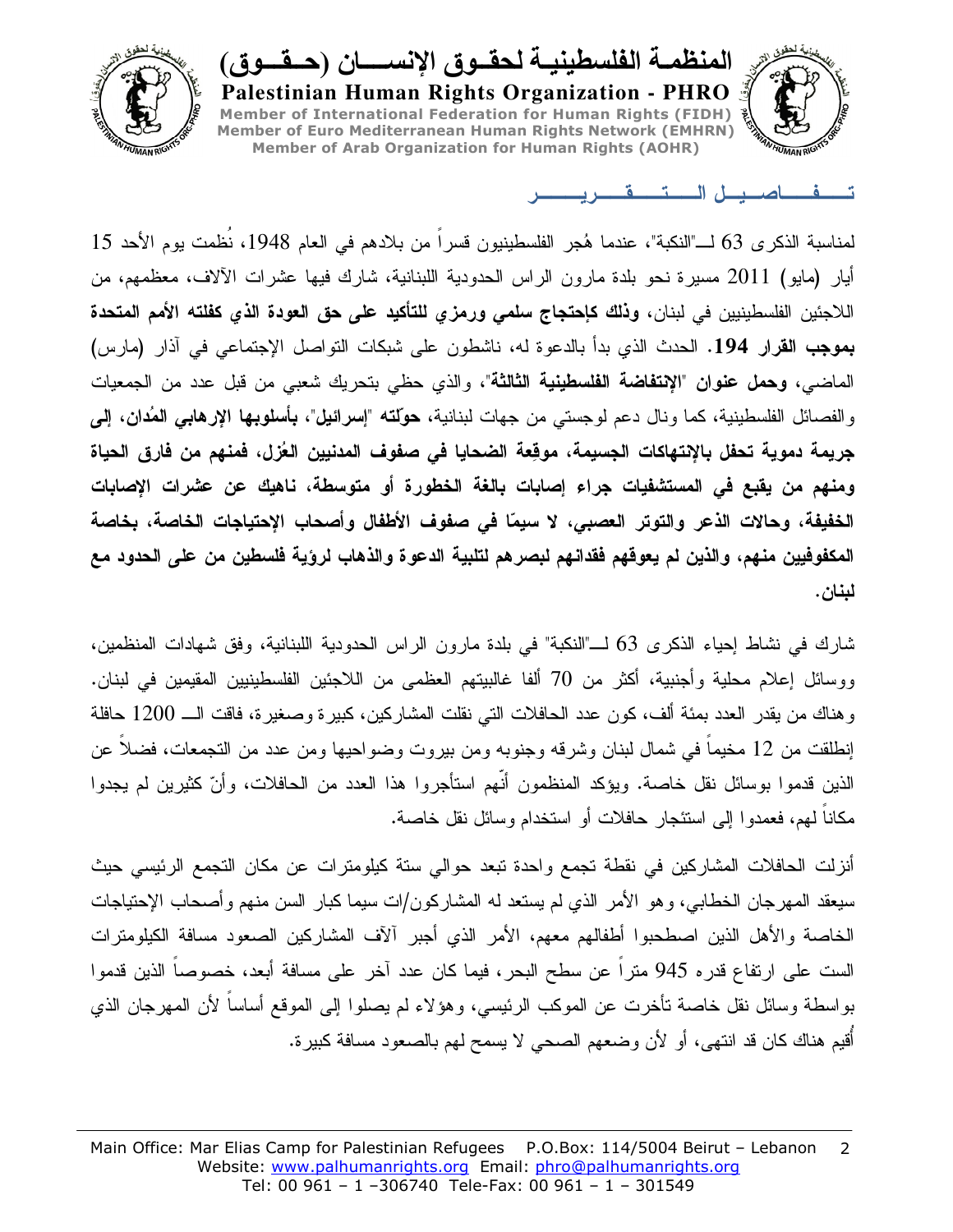## تفاصيل التقرير

لمناسبة الذكرى 63 لـ"النكبة"، عندما هُجر الفلسطينيون قسراً من بلادهم في العام 1948، نُظمت يوم الأحد 15 أيار (مايو) 2011 مسيرة نحو بلدة مارون الراس الحدودية اللبنانية، شارك فيها عشرات الآلاف، معظمهم، من اللاجئين الفلسطينيين في لبنان، **وذلك كإحتجاج سلمي ورمزي للتأكيد على حق العودة الذي كفلته الأمم المتحدة بموجب القرار 194**. الحدث الذي بدأ بالدعوة له، ناشطون على شبكات التواصل الإجتماعي في آذار (مارس) الماضي، **وحمل عنوان "الإنتفاضة الفلسطينية الثالثة"**، والذي حظي بتحريك شعبي من قبل عدد من الجمعيات والفصائل الفلسطينية، كما ونال دعم لوجستي من جهات لبنانية، **حوّلته "إسرائيل"، بأسلوبها الإرهابي المُدان، إلى جريمة دموية تحفل بالإنتهاكات الجسيمة، موقِعة الضحايا في صفوف المدنيين العُزل، فمنهم من فارق الحياة ومنهم من يقبع في المستشفيات جراء إصابات بالغة الخطورة أو متوسطة، ناهيك عن عشرات الإصابات الخفيفة، وحالات الذعر والتوتر العصبي، لا سيمّا في صفوف الأطفال وأصحاب الإحتياجات الخاصة، بخاصة المكفوفين منهم، والذين لم يعوقهم فقدانهم لبصرهم لتلبية الدعوة والذهاب لرؤية فلسطين من على الحدود مع لبنان.**

شارك في نشاط إحياء الذكرى 63 لـ"النكبة" في بلدة مارون الراس الحدودية اللبنانية، وفق شهادات المنظمين، ووسائل إعلام محلية وأجنبية، أكثر من 70 ألفا غالبيتهم العظمى من اللاجئين الفلسطينيين المقيمين في لبنان. وهناك من يقدر العدد بمئة ألف، كون عدد الحافلات التي نقلت المشاركين، كبيرة وصغيرة، فاقت الـ 1200 حافلة إنطلقت من 12 مخيماً في شمال لبنان وشرقه وجنوبه ومن بيروت وضواحيها ومن عدد من التجمعات، فضلاً عن الذين قدموا بوسائل نقل خاصة. ويؤكد المنظمون أنّهم استأجروا هذا العدد من الحافلات، وأنّ كثيرين لم يجدوا مكاناً لهم، فعمدوا إلى استئجار حافلات أو استخدام وسائل نقل خاصة.

أنزلت الحافلات المشاركين في نقطة تجمع واحدة تبعد حوالي ستة كيلومترات عن مكان التجمع الرئيسي حيث سيعقد المهرجان الخطابي، وهو الأمر الذي لم يستعد له المشاركون/ات سيما كبار السن منهم وأصحاب الإحتياجات الخاصة والأهل الذين اصطحبوا أطفالهم معهم، الأمر الذي أجبر آلآف المشاركين الصعود مسافة الكيلومترات الست على ارتفاع قدره 945 متراً عن سطح البحر، فيما كان عدد آخر على مسافة أبعد، خصوصاً الذين قدموا بواسطة وسائل نقل خاصة تأخرت عن الموكب الرئيسي، وهؤلاء لم يصلوا إلى الموقع أساساً لأن المهرجان الذي أُقيم هناك كان قد انتهى، أو لأن وضعهم الصحي لا يسمح لهم بالصعود مسافة كبيرة.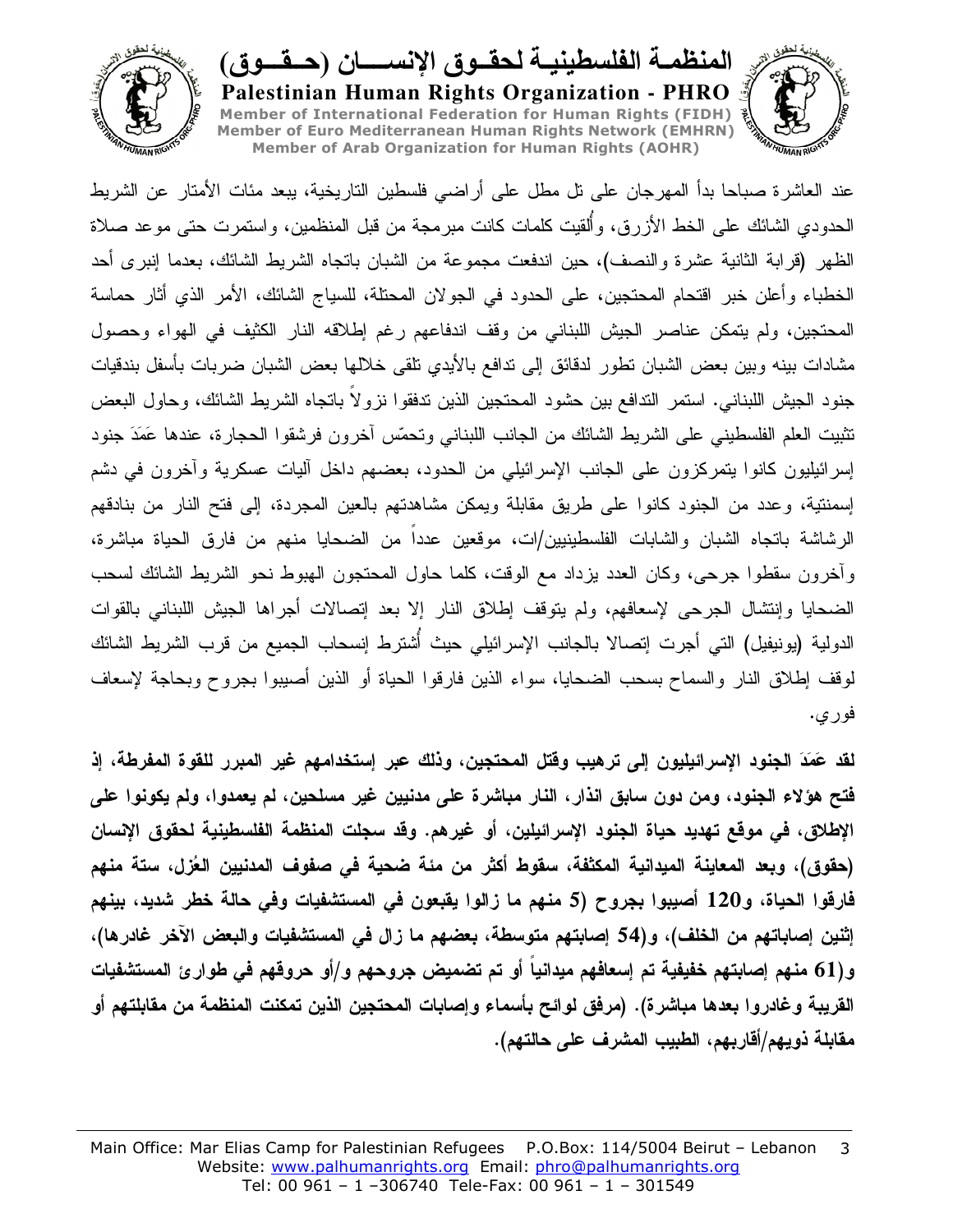عند العاشرة صباحا بدأ المهرجان على تل مطل على أراضي فلسطين التاريخية، يبعد مئات الأمتار عن الشريط الحدودي الشائك على الخط الأزرق، وأُلقيت كلمات كانت مبرمجة من قبل المنظمين، واستمرت حتى موعد صلاة الظهر (قرابة الثانية عشرة والنصف)، حين اندفعت مجموعة من الشبان باتجاه الشريط الشائك، بعدما إنبرى أحد الخطباء وأعلن خبر اقتحام المحتجين، على الحدود في الجولان المحتلة، للسياج الشائك، الأمر الذي أثار حماسة المحتجين، ولم يتمكن عناصر الجيش اللبناني من وقف اندفاعهم رغم إطلاقه النار الكثيف في الهواء وحصول مشادات بينه وبين بعض الشبان تطور لدقائق إلى تدافع بالأيدي تلقى خلالها بعض الشبان ضربات بأسفل بندقيات جنود الجيش اللبناني. استمر التدافع بين حشود المحتجين الذين تدفقوا نزولاً باتجاه الشريط الشائك، وحاول البعض تثبيت العلم الفلسطيني على الشريط الشائك من الجانب اللبناني وتحمّس آخرون فرشقوا الحجارة، عندها عَمَدَ جنود إسرائيليون كانوا يتمركزون على الجانب الإسرائيلي من الحدود، بعضهم داخل آليات عسكرية وآخرون في دشم إسمنتية، وعدد من الجنود كانوا على طريق مقابلة ويمكن مشاهدتهم بالعين المجردة، إلى فتح النار من بنادقهم الرشاشة باتجاه الشبان والشابات الفلسطينيين/ات، موقعين عدداً من الضحايا منهم من فارق الحياة مباشرة، وآخرون سقطوا جرحى، وكان العدد يزداد مع الوقت، كلما حاول المحتجون الهبوط نحو الشريط الشائك لسحب الضحايا وإنتشال الجرحى لإسعافهم، ولم يتوقف إطلاق النار إلا بعد إتصالات أجراها الجيش اللبناني بالقوات الدولية (يونيفيل) التي أجرت إتصالا بالجانب الإسرائيلي حيث أُشترط إنسحاب الجميع من قرب الشريط الشائك لوقف إطلاق النار والسماح بسحب الضحايا، سواء الذين فارقوا الحياة أو الذين أصيبوا بجروح وبحاجة لإسعاف فوري.

**لقد عَمَدَ الجنود الإسرائيليون إلى ترهيب وقتل المحتجين، وذلك عبر إستخدامهم غير المبرر للقوة المفرطة، إذ فتح هؤلاء الجنود، ومن دون سابق انذار، النار مباشرة على مدنيين غير مسلحين، لم يعمدوا، ولم يكونوا على الإطلاق، في موقع تهديد حياة الجنود الإسرائيلين، أو غيرهم. وقد سجلت المنظمة الفلسطينية لحقوق الإنسان (حقوق)، وبعد المعاينة الميدانية المكثفة، سقوط أكثر من مئة ضحية في صفوف المدنيين العُزل، ستة منهم فارقوا الحياة، و120 أصيبوا بجروح (5 منهم ما زالوا يقبعون في المستشفيات وفي حالة خطر شديد، بينهم إثنين إصاباتهم من الخلف)، و(54 إصابتهم متوسطة، بعضهم ما زال في المستشفيات والبعض الآخر غادرها)، و(61 منهم إصابتهم خفيفية تم إسعافهم ميدانياً أو تم تضميض جروحهم و/أو حروقهم في طوارئ المستشفيات القريبة وغادروا بعدها مباشرة). (مرفق لوائح بأسماء وإصابات المحتجين الذين تمكنت المنظمة من مقابلتهم أو مقابلة ذويهم/أقاربهم، الطبيب المشرف على حالتهم).**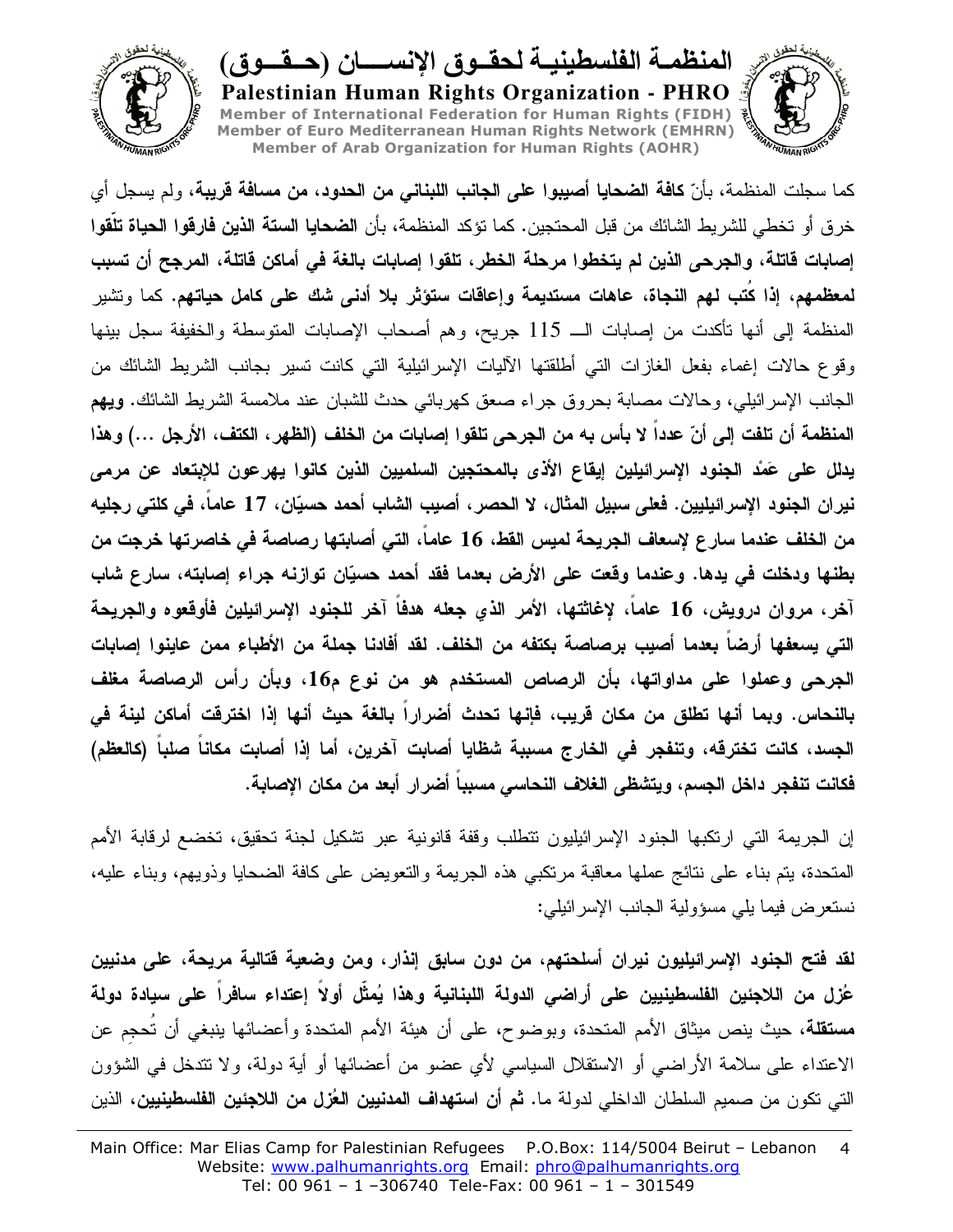كما سجلت المنظمة، بأنّ **كافة الضحايا أصيبوا على الجانب اللبناني من الحدود، من مسافة قريبة،** ولم يسجل أي خرق أو تخطي للشريط الشائك من قبل المحتجين. كما تؤكد المنظمة، بأن **الضحايا الستة الذين فارقوا الحياة تلّقوا إصابات قاتلة، والجرحى الذين لم يتخطوا مرحلة الخطر، تلقوا إصابات بالغة في أماكن قاتلة، المرجح أن تسبب لمعظمهم، إذا كُتب لهم النجاة، عاهات مستديمة وإعاقات ستؤثر بلا أدنى شك على كامل حياتهم.** كما وتشير المنظمة إلى أنها تأكدت من إصابات الـ 115 جريح، وهم أصحاب الإصابات المتوسطة والخفيفة سجل بينها وقوع حالات إغماء بفعل الغازات التي أطلقتها الآليات الإسرائيلية التي كانت تسير بجانب الشريط الشائك من الجانب الإسرائيلي، وحالات مصابة بحروق جراء صعق كهربائي حدث للشبان عند ملامسة الشريط الشائك. **ويهم المنظمة أن تلفت إلى أنّ عدداً لا بأس به من الجرحى تلقوا إصابات من الخلف (الظهر، الكتف، الأرجل ...) وهذا يدلل على عَمْد الجنود الإسرائيلين إيقاع الأذى بالمحتجين السلميين الذين كانوا يهرعون للإبتعاد عن مرمى نيران الجنود الإسرائيليين. فعلى سبيل المثال، لا الحصر، أصيب الشاب أحمد حسيّان، 17 عاماً، في كلتي رجليه من الخلف عندما سارع لإسعاف الجريحة لميس القط، 16 عاماً، التي أصابتها رصاصة في خاصرتها خرجت من بطنها ودخلت في يدها. وعندما وقعت على الأرض بعدما فقد أحمد حسيّان توازنه جراء إصابته، سارع شاب آخر، مروان درويش، 16 عاماً، لإغاثتها، الأمر الذي جعله هدفاً آخر للجنود الإسرائيلين فأوقعوه والجريحة التي يسعفها أرضاً بعدما أصيب برصاصة بكتفه من الخلف. لقد أفادنا جملة من الأطباء ممن عاينوا إصابات الجرحى وعملوا على مداواتها، بأن الرصاص المستخدم هو من نوع م16، وبأن رأس الرصاصة مغلف بالنحاس. وبما أنها تطلق من مكان قريب، فإنها تحدث أضراراً بالغة حيث أنها إذا اخترقت أماكن لينة في الجسد، كانت تخترقه، وتنفجر في الخارج مسببة شظايا أصابت آخرين، أما إذا أصابت مكاناً صلباً (كالعظم) فكانت تنفجر داخل الجسم، ويتشظى الغلاف النحاسي مسبباً أضرار أبعد من مكان الإصابة.**

إن الجريمة التي ارتكبها الجنود الإسرائيليون تتطلب وقفة قانونية عبر تشكيل لجنة تحقيق، تخضع لرقابة الأمم المتحدة، يتم بناء على نتائج عملها معاقبة مرتكبي هذه الجريمة والتعويض على كافة الضحايا وذويهم، وبناء عليه، نستعرض فيما يلي مسؤولية الجانب الإسرائيلي:

**لقد فتح الجنود الإسرائيليون نيران أسلحتهم، من دون سابق إنذار، ومن وضعية قتالية مريحة، على مدنيين عُزل من اللاجئين الفلسطينيين على أراضي الدولة اللبنانية وهذا يُمثّل أولاً إعتداء سافراً على سيادة دولة مستقلة،** حيث ينص ميثاق الأمم المتحدة، وبوضوح، على أن هيئة الأمم المتحدة وأعضائها ينبغي أن تُحجم عن الاعتداء على سلامة الأراضي أو الاستقلال السياسي لأي عضو من أعضائها أو أية دولة، ولا تتدخل في الشؤون التي تكون من صميم السلطان الداخلي لدولة ما. **ثم أن استهداف المدنيين العُزل من اللاجئين الفلسطينيين،** الذين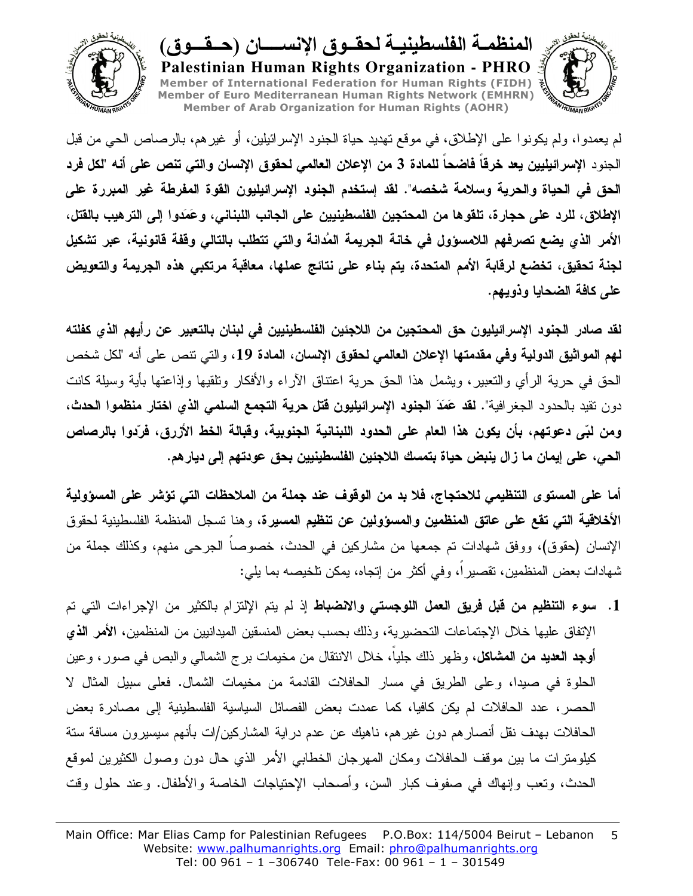لم يعمدوا، ولم يكونوا على الإطلاق، في موقع تهديد حياة الجنود الإسرائيليين، أو غيرهم، بالرصاص الحي من قبل الجنود **الإسرائيليين يعد خرقاً فاضحاً للمادة 3 من الإعلان العالمي لحقوق الإنسان والتي تنص على أنه "لكل فرد الحق في الحياة والحرية وسلامة شخصه". لقد إستخدم الجنود الإسرائيليون القوة المفرطة غير المبررة على الإطلاق، للرد على حجارة، تلقوها من المحتجين الفلسطينيين على الجانب اللبناني، وعَمَدوا إلى الترهيب بالقتل، الأمر الذي يضع تصرفهم اللامسؤول في خانة الجريمة المُدانة والتي تتطلب بالتالي وقفة قانونية، عبر تشكيل لجنة تحقيق، تخضع لرقابة الأمم المتحدة، يتم بناء على نتائج عملها، معاقبة مرتكبي هذه الجريمة والتعويض على كافة الضحايا وذويهم.**

**لقد صادر الجنود الإسرائيليون حق المحتجين من اللاجئين الفلسطينيين في لبنان بالتعبير عن رأيهم الذي كفلته لهم المواثيق الدولية وفي مقدمتها الإعلان العالمي لحقوق الإنسان، المادة 19،** والتي تنص على أنه "لكل شخص الحق في حرية الرأي والتعبير، ويشمل هذا الحق حرية اعتناق الآراء والأفكار وتلقيها وإذاعتها بأية وسيلة كانت دون تقيد بالحدود الجغرافية". **لقد عَمَدَ الجنود الإسرائيليون قتل حرية التجمع السلمي الذي اختار منظموا الحدث، ومن لبّى دعوتهم، بأن يكون هذا العام على الحدود اللبنانية الجنوبية، وقبالة الخط الأزرق، فردّوا بالرصاص الحي، على إيمان ما زال ينبض حياة بتمسك اللاجئين الفلسطينيين بحق عودتهم إلى ديارهم.**

**أما على المستوى التنظيمي للاحتجاج، فلا بد من الوقوف عند جملة من الملاحظات التي تؤشر على المسؤولية الأخلاقية التي تقع على عاتق المنظمين والمسؤولين عن تنظيم المسيرة،** وهنا تسجل المنظمة الفلسطينية لحقوق الإنسان **(**حقوق**)،** ووفق شهادات تم جمعها من مشاركين في الحدث، خصوصاً الجرحى منهم، وكذلك جملة من شهادات بعض المنظمين، تقصيراً، وفي أكثر من إتجاه، يمكن تلخيصه بما يلي:

1. **سوء التنظيم من قبل فريق العمل اللوجستي والانضباط** إذ لم يتم الإلتزام بالكثير من الإجراءات التي تم الإتفاق عليها خلال الإجتماعات التحضيرية، وذلك بحسب بعض المنسقين الميدانيين من المنظمين، **الأمر الذي أوجد العديد من المشاكل،** وظهر ذلك جلياً، خلال الانتقال من مخيمات برج الشمالي والبص في صور، وعين الحلوة في صيدا، وعلى الطريق في مسار الحافلات القادمة من مخيمات الشمال. فعلى سبيل المثال لا الحصر، عدد الحافلات لم يكن كافيا، كما عمدت بعض الفصائل السياسية الفلسطينية إلى مصادرة بعض الحافلات بهدف نقل أنصارهم دون غيرهم، ناهيك عن عدم دراية المشاركين/ات بأنهم سيسيرون مسافة ستة كيلومترات ما بين موقف الحافلات ومكان المهرجان الخطابي الأمر الذي حال دون وصول الكثيرين لموقع الحدث، وتعب وإنهاك في صفوف كبار السن، وأصحاب الإحتياجات الخاصة والأطفال. وعند حلول وقت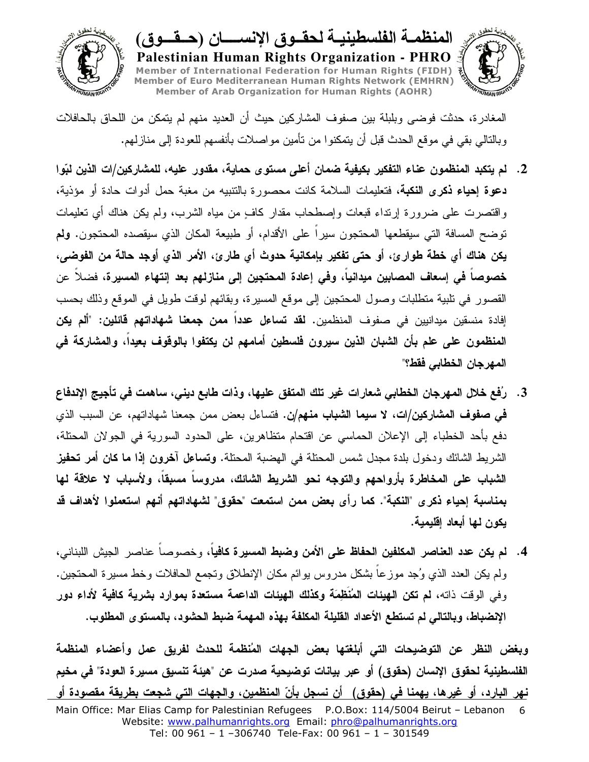المغادرة، حدثت فوضى وبلبلة بين صفوف المشاركين حيث أن العديد منهم لم يتمكن من اللحاق بالحافلات وبالتالي بقي في موقع الحدث قبل أن يتمكنوا من تأمين مواصلات بأنفسهم للعودة إلى منازلهم.

2. **لم يتكبد المنظمون عناء التفكير بكيفية ضمان أعلى مستوى حماية، مقدور عليه، للمشاركين/ات الذين لبّوا دعوة إحياء ذكرى النكبة**، فتعليمات السلامة كانت محصورة بالتنبيه من مغبة حمل أدوات حادة أو مؤذية، واقتصرت على ضرورة إرتداء قبعات وإصطحاب مقدار كافٍ من مياه الشرب، ولم يكن هناك أي تعليمات توضح المسافة التي سيقطعها المحتجون سيراً على الأقدام، أو طبيعة المكان الذي سيقصده المحتجون. **ولم يكن هناك أي خطة طوارئ، أو حتى تفكير بإمكانية حدوث أي طارئ، الأمر الذي أوجد حالة من الفوضى، خصوصاً في إسعاف المصابين ميدانياً، وفي إعادة المحتجين إلى منازلهم بعد إنتهاء المسيرة**، فضلاً عن القصور في تلبية متطلبات وصول المحتجين إلى موقع المسيرة، وبقائهم لوقت طويل في الموقع وذلك بحسب إفادة منسقين ميدانيين في صفوف المنظمين. **لقد تساءل عدداً ممن جمعنا شهاداتهم قائلين: "ألم يكن المنظمون على علم بأن الشبان الذين سيرون فلسطين أمامهم لن يكتفوا بالوقوف بعيداً، والمشاركة في المهرجان الخطابي فقط؟"**

3. **رُفع خلال المهرجان الخطابي شعارات غير تلك المتفق عليها، وذات طابع ديني، ساهمت في تأجيج الإندفاع في صفوف المشاركين/ات، لا سيما الشباب منهم/ن.** فتساءل بعض ممن جمعنا شهاداتهم، عن السبب الذي دفع بأحد الخطباء إلى الإعلان الحماسي عن اقتحام متظاهرين، على الحدود السورية في الجولان المحتلة، الشريط الشائك ودخول بلدة مجدل شمس المحتلة في الهضبة المحتلة. **وتساءل آخرون إذا ما كان أمر تحفيز الشباب على المخاطرة بأرواحهم والتوجه نحو الشريط الشائك، مدروساً مسبقاً، ولأسباب لا علاقة لها بمناسبة إحياء ذكرى "النكبة". كما رأى بعض ممن استمعت "حقوق" لشهاداتهم أنهم استعملوا لأهداف قد يكون لها أبعاد إقليمية.**

4. **لم يكن عدد العناصر المكلفين الحفاظ على الأمن وضبط المسيرة كافياً**، وخصوصاً عناصر الجيش اللبناني، ولم يكن العدد الذي وُجد موزعاً بشكل مدروس يوائم مكان الإنطلاق وتجمع الحافلات وخط مسيرة المحتجين. وفي الوقت ذاته، **لم تكن الهيئات المُنَظِمَة وكذلك الهيئات الداعمة مستعدة بموارد بشرية كافية لأداء دور الإنضباط، وبالتالي لم تستطع الأعداد القليلة المكلفة بهذه المهمة ضبط الحشود، بالمستوى المطلوب.**

**وبغض النظر عن التوضيحات التي أبلغتها بعض الجهات المُنظمة للحدث لفريق عمل وأعضاء المنظمة الفلسطينية لحقوق الإنسان (حقوق) أو عبر بيانات توضيحية صدرت عن "هيئة تنسيق مسيرة العودة" في مخيم نهر البارد، أو غيرها، يهمنا في (حقوق) أن نسجل بأنّ المنظمين، والجهات التي شجعت بطريقة مقصودة أو**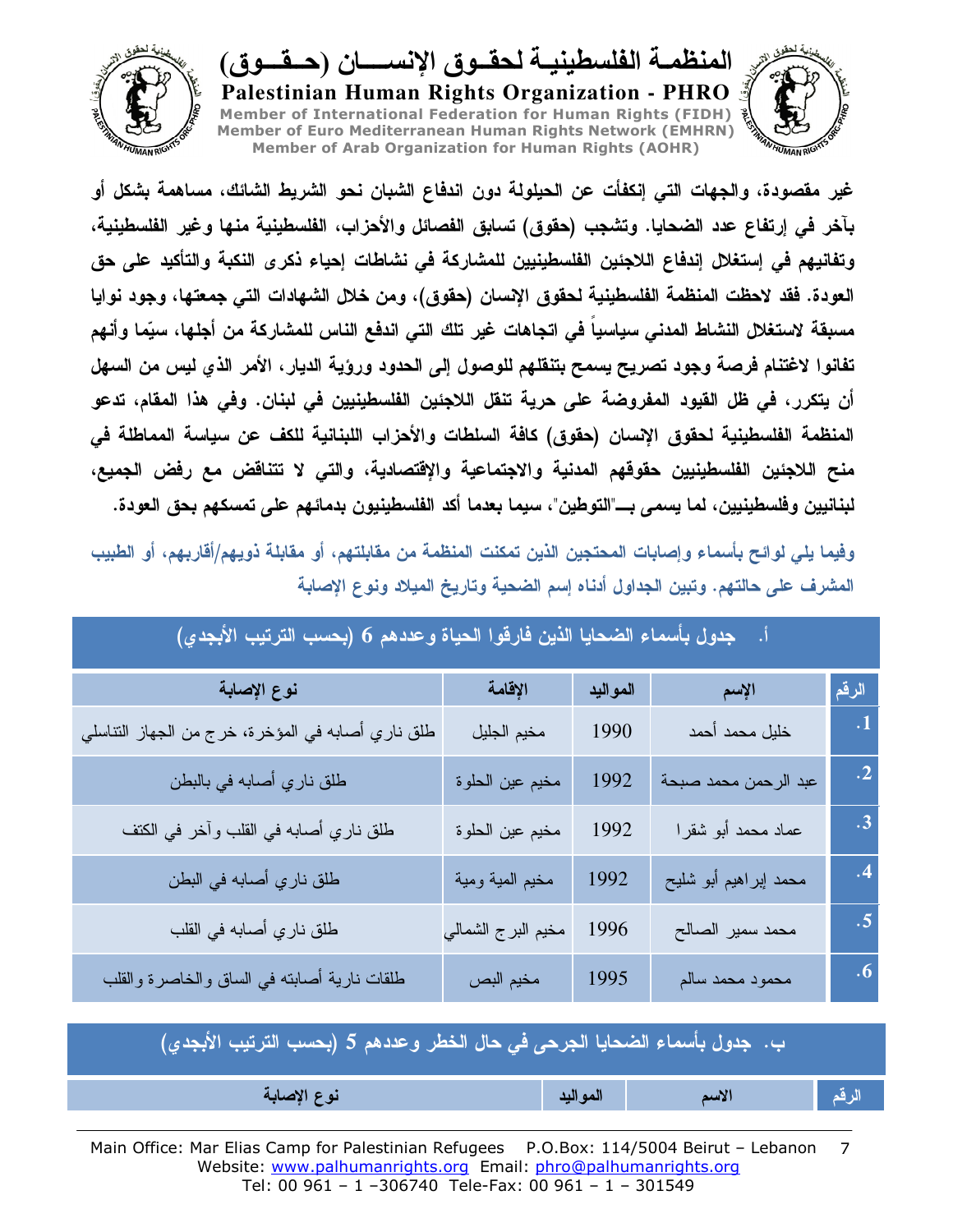غير مقصودة، والجهات التي إنكفأت عن الحيلولة دون اندفاع الشبان نحو الشريط الشائك، مساهمة بشكل أو بآخر في إرتفاع عدد الضحايا. وتشجب (حقوق) تسابق الفصائل والأحزاب، الفلسطينية منها وغير الفلسطينية، وتفانيهم في إستغلال إندفاع اللاجئين الفلسطينيين للمشاركة في نشاطات إحياء ذكرى النكبة والتأكيد على حق العودة. فقد لاحظت المنظمة الفلسطينية لحقوق الإنسان (حقوق)، ومن خلال الشهادات التي جمعتها، وجود نوايا مسبقة لاستغلال النشاط المدني سياسياً في اتجاهات غير تلك التي اندفع الناس للمشاركة من أجلها، سيّما وأنهم تفانوا لاغتنام فرصة وجود تصريح يسمح بتنقلهم للوصول إلى الحدود ورؤية الديار، الأمر الذي ليس من السهل أن يتكرر، في ظل القيود المفروضة على حرية تنقل اللاجئين الفلسطينيين في لبنان. وفي هذا المقام، تدعو المنظمة الفلسطينية لحقوق الإنسان (حقوق) كافة السلطات والأحزاب اللبنانية للكف عن سياسة المماطلة في منح اللاجئين الفلسطينيين حقوقهم المدنية والاجتماعية والإقتصادية، والتي لا تتناقض مع رفض الجميع، لبنانيين وفلسطينيين، لما يسمى بـ"التوطين"، سيما بعدما أكد الفلسطينيون بدمائهم على تمسكهم بحق العودة.

وفيما يلي لوائح بأسماء وإصابات المحتجين الذين تمكنت المنظمة من مقابلتهم، أو مقابلة ذويهم/أقاربهم، أو الطبيب المشرف على حالتهم. وتبين الجداول أدناه إسم الضحية وتاريخ الميلاد ونوع الإصابة

### أ. جدول بأسماء الضحايا الذين فارقوا الحياة وعددهم 6 (بحسب الترتيب الأبجدي)

| الرقم | الإسم | المواليد | الإقامة | نوع الإصابة |
|---|---|---|---|---|
| .1 | خليل محمد أحمد | 1990 | مخيم الجليل | طلق ناري أصابه في المؤخرة، خرج من الجهاز التناسلي |
| .2 | عبد الرحمن محمد صبحة | 1992 | مخيم عين الحلوة | طلق ناري أصابه في بالبطن |
| .3 | عماد محمد أبو شقرا | 1992 | مخيم عين الحلوة | طلق ناري أصابه في القلب وآخر في الكتف |
| .4 | محمد إبراهيم أبو شليح | 1992 | مخيم المية ومية | طلق ناري أصابه في البطن |
| .5 | محمد سمير الصالح | 1996 | مخيم البرج الشمالي | طلق ناري أصابه في القلب |
| .6 | محمود محمد سالم | 1995 | مخيم البص | طلقات نارية أصابته في الساق والخاصرة والقلب |

### ب. جدول بأسماء الضحايا الجرحى في حال الخطر وعددهم 5 (بحسب الترتيب الأبجدي)

| الرقم | الاسم | المواليد | نوع الإصابة |
|---|---|---|---|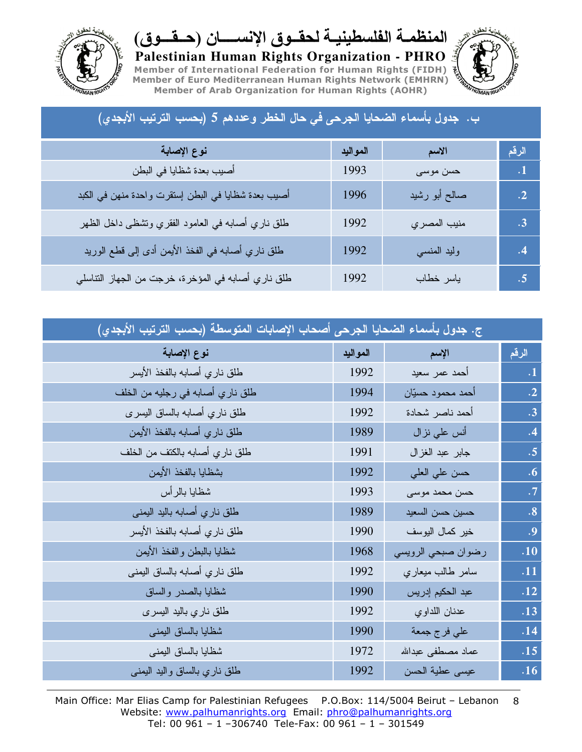## ب. جدول بأسماء الضحايا الجرحى في حال الخطر وعددهم 5 (بحسب الترتيب الأبجدي)

| الرقم | الاسم | المواليد | نوع الإصابة |
|---|---|---|---|
| .1 | حسن موسى | 1993 | أصيب بعدة شظايا في البطن |
| .2 | صالح أبو رشيد | 1996 | أصيب بعدة شظايا في البطن إستقرت واحدة منهن في الكبد |
| .3 | منيب المصري | 1992 | طلق ناري أصابه في العامود الفقري وتشظى داخل الظهر |
| .4 | وليد المنسي | 1992 | طلق ناري أصابه في الفخذ الأيمن أدى إلى قطع الوريد |
| .5 | ياسر خطاب | 1992 | طلق ناري أصابه في المؤخرة، خرجت من الجهاز التناسلي |

## ج. جدول بأسماء الضحايا الجرحى أصحاب الإصابات المتوسطة (بحسب الترتيب الأبجدي)

| الرقم | الإسم | المواليد | نوع الإصابة |
|---|---|---|---|
| .1 | أحمد عمر سعيد | 1992 | طلق ناري أصابه بالفخذ الأيسر |
| .2 | أحمد محمود حسيّان | 1994 | طلق ناري أصابه في رجليه من الخلف |
| .3 | أحمد ناصر شحادة | 1992 | طلق ناري أصابه بالساق اليسرى |
| .4 | أنس علي نزال | 1989 | طلق ناري أصابه بالفخذ الأيمن |
| .5 | جابر عبد الغزال | 1991 | طلق ناري أصابه بالكتف من الخلف |
| .6 | حسن علي العلي | 1992 | بشظايا بالفخذ الأيمن |
| .7 | حسن محمد موسى | 1993 | شظايا بالرأس |
| .8 | حسين حسن السعيد | 1989 | طلق ناري أصابه باليد اليمنى |
| .9 | خير كمال اليوسف | 1990 | طلق ناري أصابه بالفخذ الأيسر |
| .10 | رضوان صبحي الرويسي | 1968 | شظايا بالبطن والفخذ الأيمن |
| .11 | سامر طالب ميعاري | 1992 | طلق ناري أصابه بالساق اليمنى |
| .12 | عبد الحكيم إدريس | 1990 | شظايا بالصدر والساق |
| .13 | عدنان اللداوي | 1992 | طلق ناري باليد اليسرى |
| .14 | علي فرج جمعة | 1990 | شظايا بالساق اليمنى |
| .15 | عماد مصطفى عبدالله | 1972 | شظايا بالساق اليمنى |
| .16 | عيسى عطية الحسن | 1992 | طلق ناري بالساق واليد اليمنى |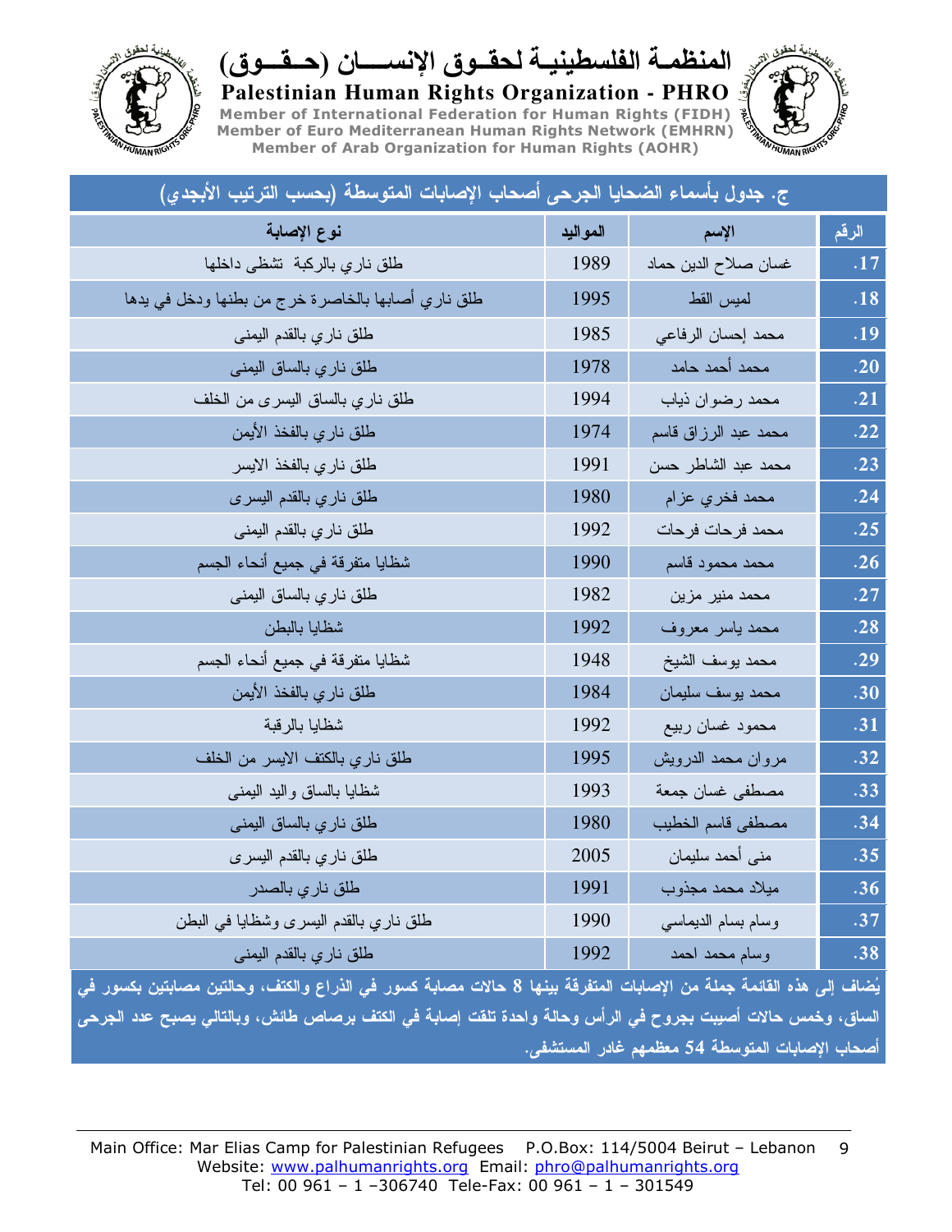## ج. جدول بأسماء الضحايا الجرحى أصحاب الإصابات المتوسطة (بحسب الترتيب الأبجدي)

| الرقم | الإسم | المواليد | نوع الإصابة |
|---|---|---|---|
| .17 | غسان صلاح الدين حماد | 1989 | طلق ناري بالركبة تشظى داخلها |
| .18 | لميس القط | 1995 | طلق ناري أصابها بالخاصرة خرج من بطنها ودخل في يدها |
| .19 | محمد إحسان الرفاعي | 1985 | طلق ناري بالقدم اليمنى |
| .20 | محمد أحمد حامد | 1978 | طلق ناري بالساق اليمنى |
| .21 | محمد رضوان ذياب | 1994 | طلق ناري بالساق اليسرى من الخلف |
| .22 | محمد عبد الرزاق قاسم | 1974 | طلق ناري بالفخذ الأيمن |
| .23 | محمد عبد الشاطر حسن | 1991 | طلق ناري بالفخذ الايسر |
| .24 | محمد فخري عزام | 1980 | طلق ناري بالقدم اليسرى |
| .25 | محمد فرحات فرحات | 1992 | طلق ناري بالقدم اليمنى |
| .26 | محمد محمود قاسم | 1990 | شظايا متفرقة في جميع أنحاء الجسم |
| .27 | محمد منير مزين | 1982 | طلق ناري بالساق اليمنى |
| .28 | محمد ياسر معروف | 1992 | شظايا بالبطن |
| .29 | محمد يوسف الشيخ | 1948 | شظايا متفرقة في جميع أنحاء الجسم |
| .30 | محمد يوسف سليمان | 1984 | طلق ناري بالفخذ الأيمن |
| .31 | محمود غسان ربيع | 1992 | شظايا بالرقبة |
| .32 | مروان محمد الدرويش | 1995 | طلق ناري بالكتف الايسر من الخلف |
| .33 | مصطفى غسان جمعة | 1993 | شظايا بالساق واليد اليمنى |
| .34 | مصطفى قاسم الخطيب | 1980 | طلق ناري بالساق اليمنى |
| .35 | منى أحمد سليمان | 2005 | طلق ناري بالقدم اليسرى |
| .36 | ميلاد محمد مجذوب | 1991 | طلق ناري بالصدر |
| .37 | وسام بسام الديماسي | 1990 | طلق ناري بالقدم اليسرى وشظايا في البطن |
| .38 | وسام محمد احمد | 1992 | طلق ناري بالقدم اليمنى |

**يُضاف إلى هذه القائمة جملة من الإصابات المتفرقة بينها 8 حالات مصابة كسور في الذراع والكتف، وحالتين مصابتين بكسور في الساق، وخمس حالات أصيبت بجروح في الرأس وحالة واحدة تلقت إصابة في الكتف برصاص طائش، وبالتالي يصبح عدد الجرحى أصحاب الإصابات المتوسطة 54 معظمهم غادر المستشفى.**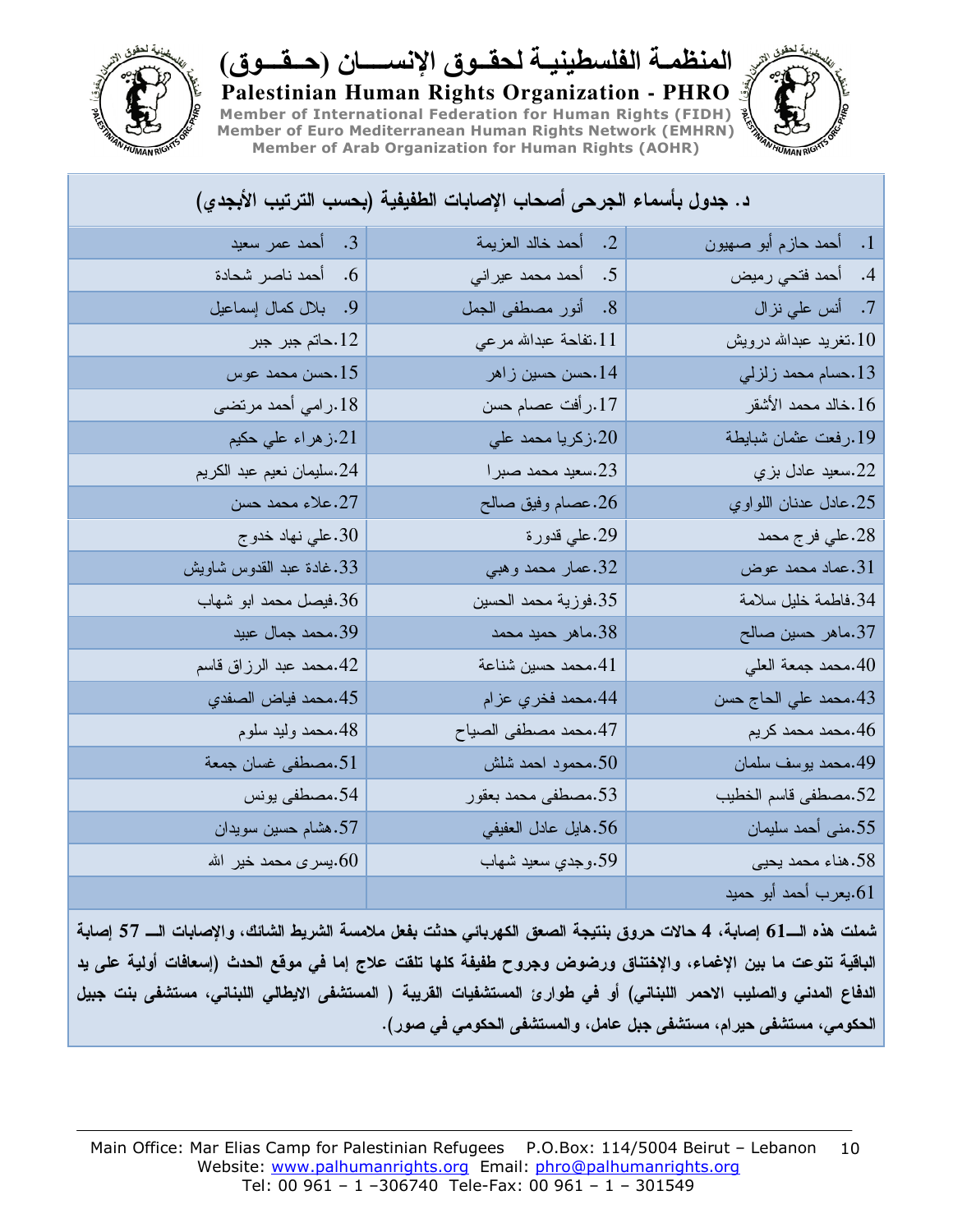المنظمـة الفلسطينيـة لحقـوق الإنسـان (حـقـوق)

**Palestinian Human Rights Organization - PHRO**

Member of International Federation for Human Rights (FIDH)
Member of Euro Mediterranean Human Rights Network (EMHRN)
Member of Arab Organization for Human Rights (AOHR)

| د. جدول بأسماء الجرحى أصحاب الإصابات الطفيفية (بحسب الترتيب الأبجدي) | | |
|---|---|---|
| 1. أحمد حازم أبو صهيون | 2. أحمد خالد العزيمة | 3. أحمد عمر سعيد |
| 4. أحمد فتحي رميض | 5. أحمد محمد عيراني | 6. أحمد ناصر شحادة |
| 7. أنس علي نزال | 8. أنور مصطفى الجمل | 9. بلال كمال إسماعيل |
| 10.تغريد عبدالله درويش | 11.تفاحة عبدالله مرعي | 12.حاتم جبر جبر |
| 13.حسام محمد زلزلي | 14.حسن حسين زاهر | 15.حسن محمد عوس |
| 16.خالد محمد الأشقر | 17.رأفت عصام حسن | 18.رامي أحمد مرتضى |
| 19.رفعت عثمان شبايطة | 20.زكريا محمد علي | 21.زهراء علي حكيم |
| 22.سعيد عادل بزي | 23.سعيد محمد صبرا | 24.سليمان نعيم عبد الكريم |
| 25.عادل عدنان اللواوي | 26.عصام وفيق صالح | 27.علاء محمد حسن |
| 28.علي فرج محمد | 29.علي قدورة | 30.علي نهاد خدوج |
| 31.عماد محمد عوض | 32.عمار محمد وهبي | 33.غادة عبد القدوس شاويش |
| 34.فاطمة خليل سلامة | 35.فوزية محمد الحسين | 36.فيصل محمد ابو شهاب |
| 37.ماهر حسين صالح | 38.ماهر حميد محمد | 39.محمد جمال عبيد |
| 40.محمد جمعة العلي | 41.محمد حسين شناعة | 42.محمد عبد الرزاق قاسم |
| 43.محمد علي الحاج حسن | 44.محمد فخري عزام | 45.محمد فياض الصفدي |
| 46.محمد محمد كريم | 47.محمد مصطفى الصياح | 48.محمد وليد سلوم |
| 49.محمد يوسف سلمان | 50.محمود احمد شلش | 51.مصطفى غسان جمعة |
| 52.مصطفى قاسم الخطيب | 53.مصطفى محمد بعقور | 54.مصطفى يونس |
| 55.منى أحمد سليمان | 56.هايل عادل العفيفي | 57.هشام حسين سويدان |
| 58.هناء محمد يحيى | 59.وجدي سعيد شهاب | 60.يسرى محمد خير الله |
| 61.يعرب أحمد أبو حميد | | |

**شملت هذه الـــ61 إصابة، 4 حالات حروق بنتيجة الصعق الكهربائي حدثت بفعل ملامسة الشريط الشائك، والإصابات الـــ 57 إصابة الباقية تنوعت ما بين الإغماء، والإختناق ورضوض وجروح طفيفة كلها تلقت علاج إما في موقع الحدث (إسعافات أولية على يد الدفاع المدني والصليب الاحمر اللبناني) أو في طوارئ المستشفيات القريبة ( المستشفى الايطالي اللبناني، مستشفى بنت جبيل الحكومي، مستشفى حيرام، مستشفى جبل عامل، والمستشفى الحكومي في صور).**

Main Office: Mar Elias Camp for Palestinian Refugees P.O.Box: 114/5004 Beirut – Lebanon
Website: www.palhumanrights.org Email: phro@palhumanrights.org
Tel: 00 961 – 1 –306740 Tele-Fax: 00 961 – 1 – 301549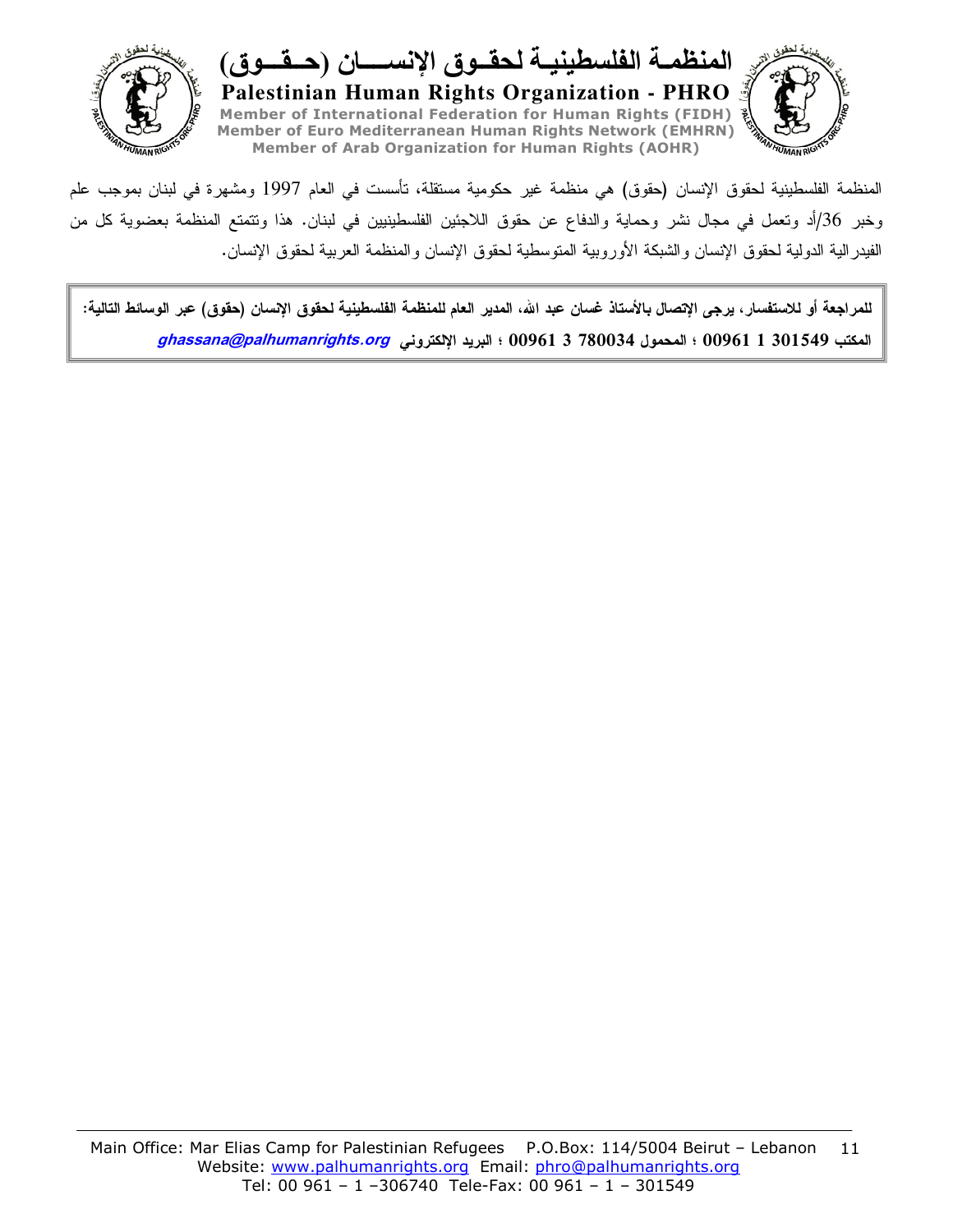المنظمة الفلسطينية لحقوق الإنسان (حقوق) هي منظمة غير حكومية مستقلة، تأسست في العام 1997 ومشهرة في لبنان بموجب علم وخبر 36/أد وتعمل في مجال نشر وحماية والدفاع عن حقوق اللاجئين الفلسطينيين في لبنان. هذا وتتمتع المنظمة بعضوية كل من الفيدرالية الدولية لحقوق الإنسان والشبكة الأوروبية المتوسطية لحقوق الإنسان والمنظمة العربية لحقوق الإنسان.

**للمراجعة أو للاستفسار، يرجى الإتصال بالأستاذ غسان عبد الله، المدير العام للمنظمة الفلسطينية لحقوق الإنسان (حقوق) عبر الوسائط التالية:**
**المكتب 301549 1 00961 ؛ المحمول 780034 3 00961 ؛ البريد الإلكتروني** ***ghassana@palhumanrights.org***